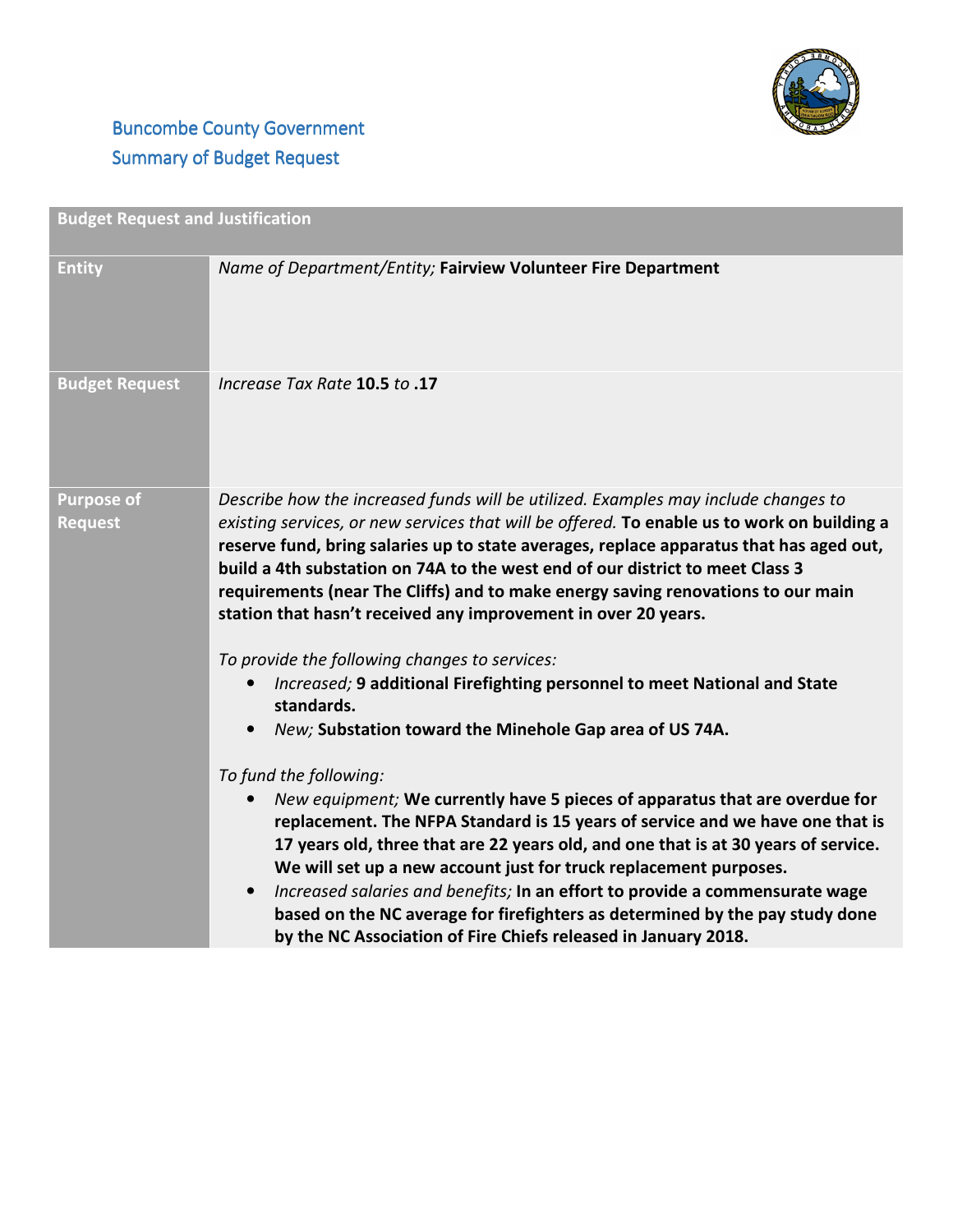# Buncombe County Government
## Summary of Budget Request

| Budget Request and Justification | |
|---|---|
| **Entity** | *Name of Department/Entity;* **Fairview Volunteer Fire Department** |
| **Budget Request** | *Increase Tax Rate* **10.5** *to* **.17** |
| **Purpose of Request** | *Describe how the increased funds will be utilized. Examples may include changes to existing services, or new services that will be offered.* **To enable us to work on building a reserve fund, bring salaries up to state averages, replace apparatus that has aged out, build a 4th substation on 74A to the west end of our district to meet Class 3 requirements (near The Cliffs) and to make energy saving renovations to our main station that hasn't received any improvement in over 20 years.**<br><br>*To provide the following changes to services:*<br>• *Increased;* **9 additional Firefighting personnel to meet National and State standards.**<br>• *New;* **Substation toward the Minehole Gap area of US 74A.**<br><br>*To fund the following:*<br>• *New equipment;* **We currently have 5 pieces of apparatus that are overdue for replacement. The NFPA Standard is 15 years of service and we have one that is 17 years old, three that are 22 years old, and one that is at 30 years of service. We will set up a new account just for truck replacement purposes.**<br>• *Increased salaries and benefits;* **In an effort to provide a commensurate wage based on the NC average for firefighters as determined by the pay study done by the NC Association of Fire Chiefs released in January 2018.** |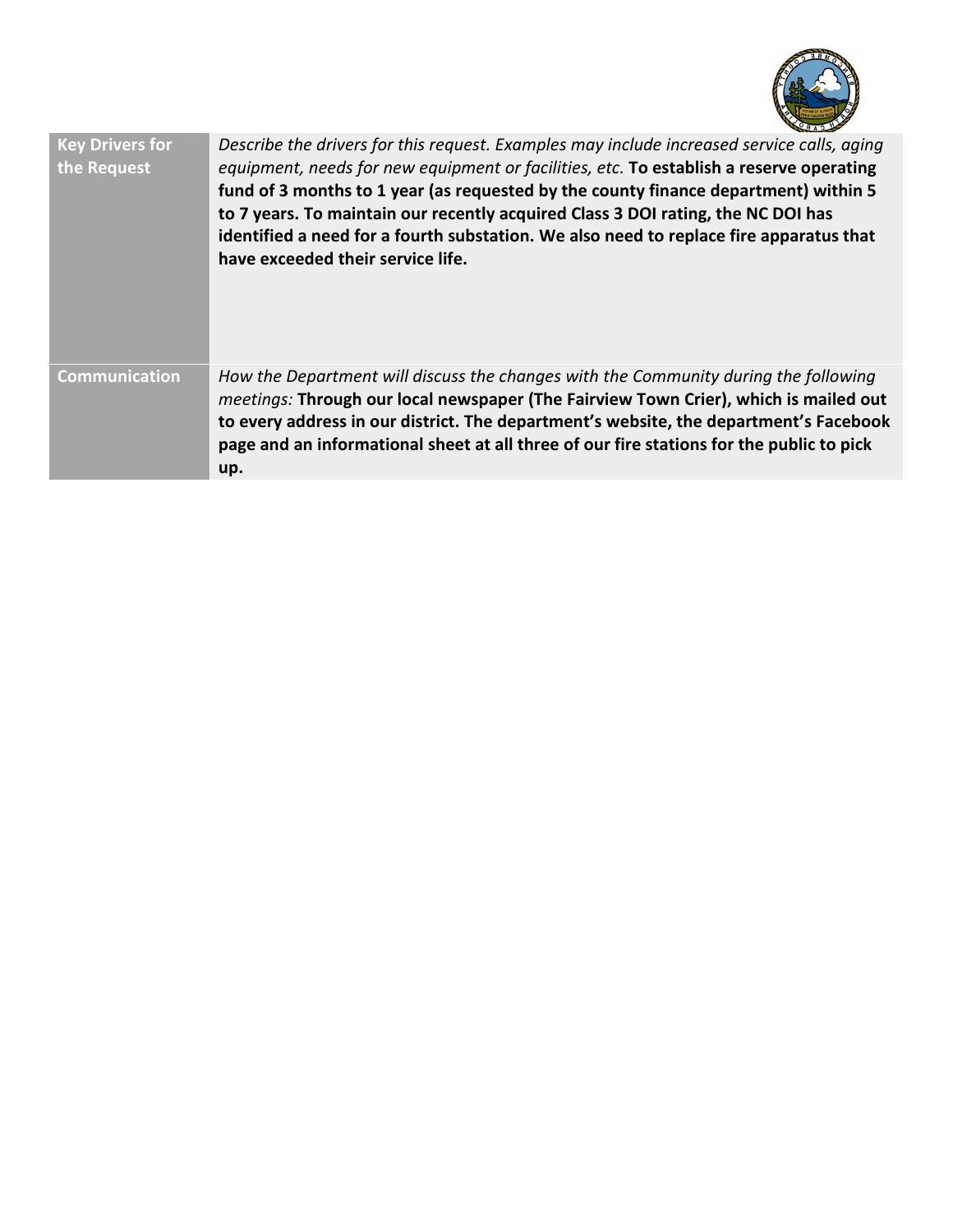| | |
|---|---|
| **Key Drivers for the Request** | *Describe the drivers for this request. Examples may include increased service calls, aging equipment, needs for new equipment or facilities, etc.* **To establish a reserve operating fund of 3 months to 1 year (as requested by the county finance department) within 5 to 7 years. To maintain our recently acquired Class 3 DOI rating, the NC DOI has identified a need for a fourth substation. We also need to replace fire apparatus that have exceeded their service life.** |
| **Communication** | *How the Department will discuss the changes with the Community during the following meetings:* **Through our local newspaper (The Fairview Town Crier), which is mailed out to every address in our district. The department's website, the department's Facebook page and an informational sheet at all three of our fire stations for the public to pick up.** |